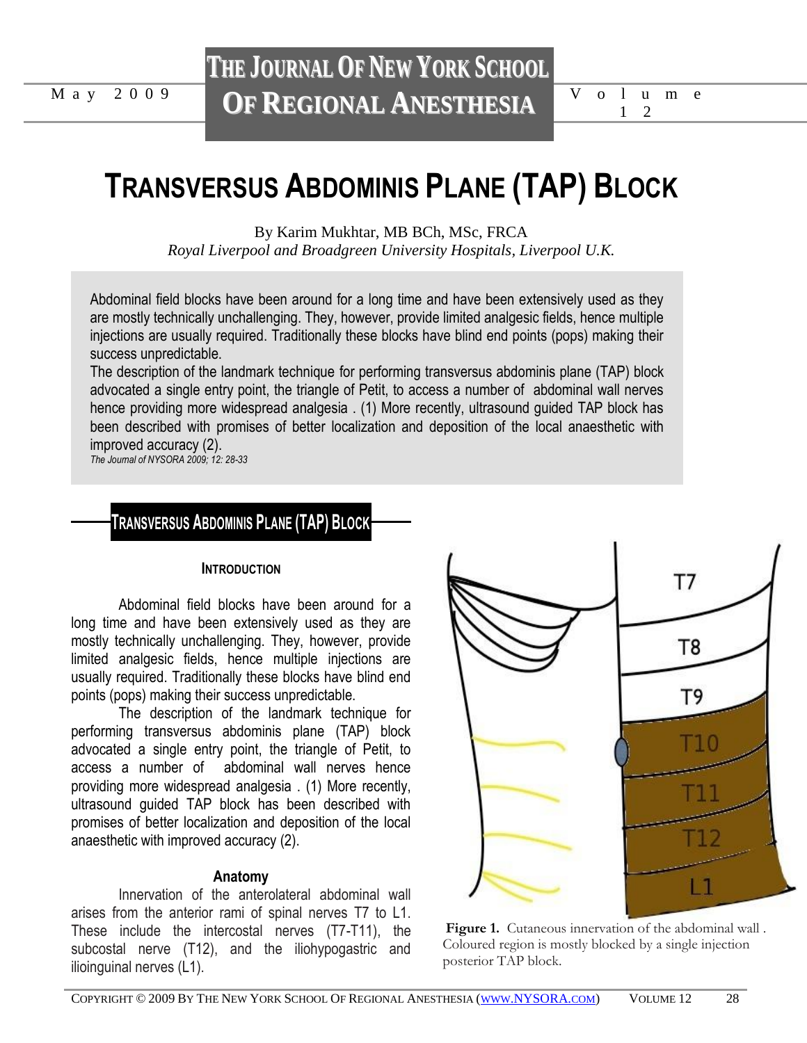# Transversus Abdominis Plane (TAP) Block

By Karim Mukhtar, MB BCh, MSc, FRCA
*Royal Liverpool and Broadgreen University Hospitals, Liverpool U.K.*

Abdominal field blocks have been around for a long time and have been extensively used as they are mostly technically unchallenging. They, however, provide limited analgesic fields, hence multiple injections are usually required. Traditionally these blocks have blind end points (pops) making their success unpredictable.
The description of the landmark technique for performing transversus abdominis plane (TAP) block advocated a single entry point, the triangle of Petit, to access a number of abdominal wall nerves hence providing more widespread analgesia . (1) More recently, ultrasound guided TAP block has been described with promises of better localization and deposition of the local anaesthetic with improved accuracy (2).
*The Journal of NYSORA 2009; 12: 28-33*

## Transversus Abdominis Plane (TAP) Block

### Introduction

Abdominal field blocks have been around for a long time and have been extensively used as they are mostly technically unchallenging. They, however, provide limited analgesic fields, hence multiple injections are usually required. Traditionally these blocks have blind end points (pops) making their success unpredictable.

The description of the landmark technique for performing transversus abdominis plane (TAP) block advocated a single entry point, the triangle of Petit, to access a number of abdominal wall nerves hence providing more widespread analgesia . (1) More recently, ultrasound guided TAP block has been described with promises of better localization and deposition of the local anaesthetic with improved accuracy (2).

### Anatomy

Innervation of the anterolateral abdominal wall arises from the anterior rami of spinal nerves T7 to L1. These include the intercostal nerves (T7-T11), the subcostal nerve (T12), and the iliohypogastric and ilioinguinal nerves (L1).

**Figure 1.** Cutaneous innervation of the abdominal wall . Coloured region is mostly blocked by a single injection posterior TAP block.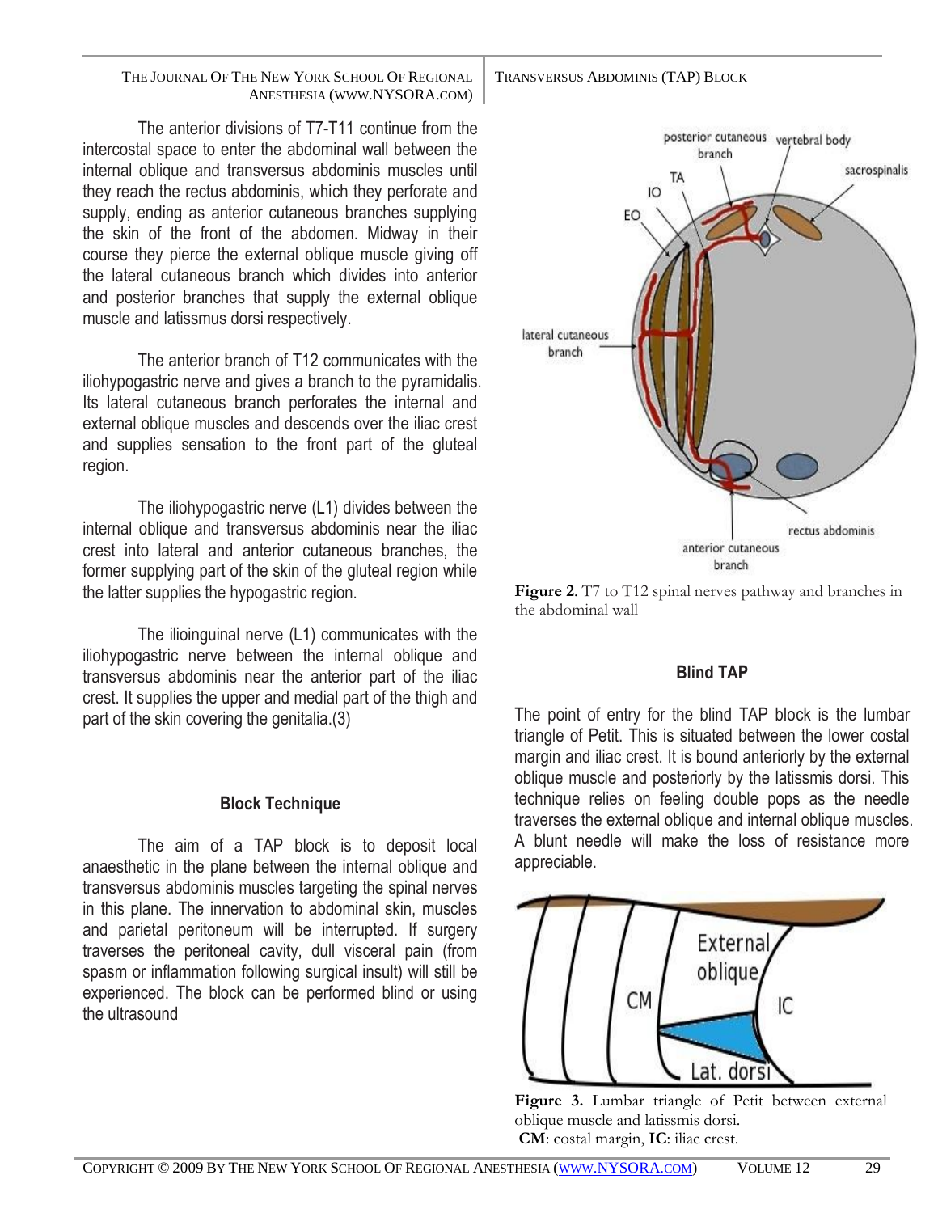The anterior divisions of T7-T11 continue from the intercostal space to enter the abdominal wall between the internal oblique and transversus abdominis muscles until they reach the rectus abdominis, which they perforate and supply, ending as anterior cutaneous branches supplying the skin of the front of the abdomen. Midway in their course they pierce the external oblique muscle giving off the lateral cutaneous branch which divides into anterior and posterior branches that supply the external oblique muscle and latissmus dorsi respectively.

The anterior branch of T12 communicates with the iliohypogastric nerve and gives a branch to the pyramidalis. Its lateral cutaneous branch perforates the internal and external oblique muscles and descends over the iliac crest and supplies sensation to the front part of the gluteal region.

The iliohypogastric nerve (L1) divides between the internal oblique and transversus abdominis near the iliac crest into lateral and anterior cutaneous branches, the former supplying part of the skin of the gluteal region while the latter supplies the hypogastric region.

The ilioinguinal nerve (L1) communicates with the iliohypogastric nerve between the internal oblique and transversus abdominis near the anterior part of the iliac crest. It supplies the upper and medial part of the thigh and part of the skin covering the genitalia.(3)

## Block Technique

The aim of a TAP block is to deposit local anaesthetic in the plane between the internal oblique and transversus abdominis muscles targeting the spinal nerves in this plane. The innervation to abdominal skin, muscles and parietal peritoneum will be interrupted. If surgery traverses the peritoneal cavity, dull visceral pain (from spasm or inflammation following surgical insult) will still be experienced. The block can be performed blind or using the ultrasound

**Figure 2.** T7 to T12 spinal nerves pathway and branches in the abdominal wall

## Blind TAP

The point of entry for the blind TAP block is the lumbar triangle of Petit. This is situated between the lower costal margin and iliac crest. It is bound anteriorly by the external oblique muscle and posteriorly by the latissmis dorsi. This technique relies on feeling double pops as the needle traverses the external oblique and internal oblique muscles. A blunt needle will make the loss of resistance more appreciable.

**Figure 3.** Lumbar triangle of Petit between external oblique muscle and latissmis dorsi.
**CM**: costal margin, **IC**: iliac crest.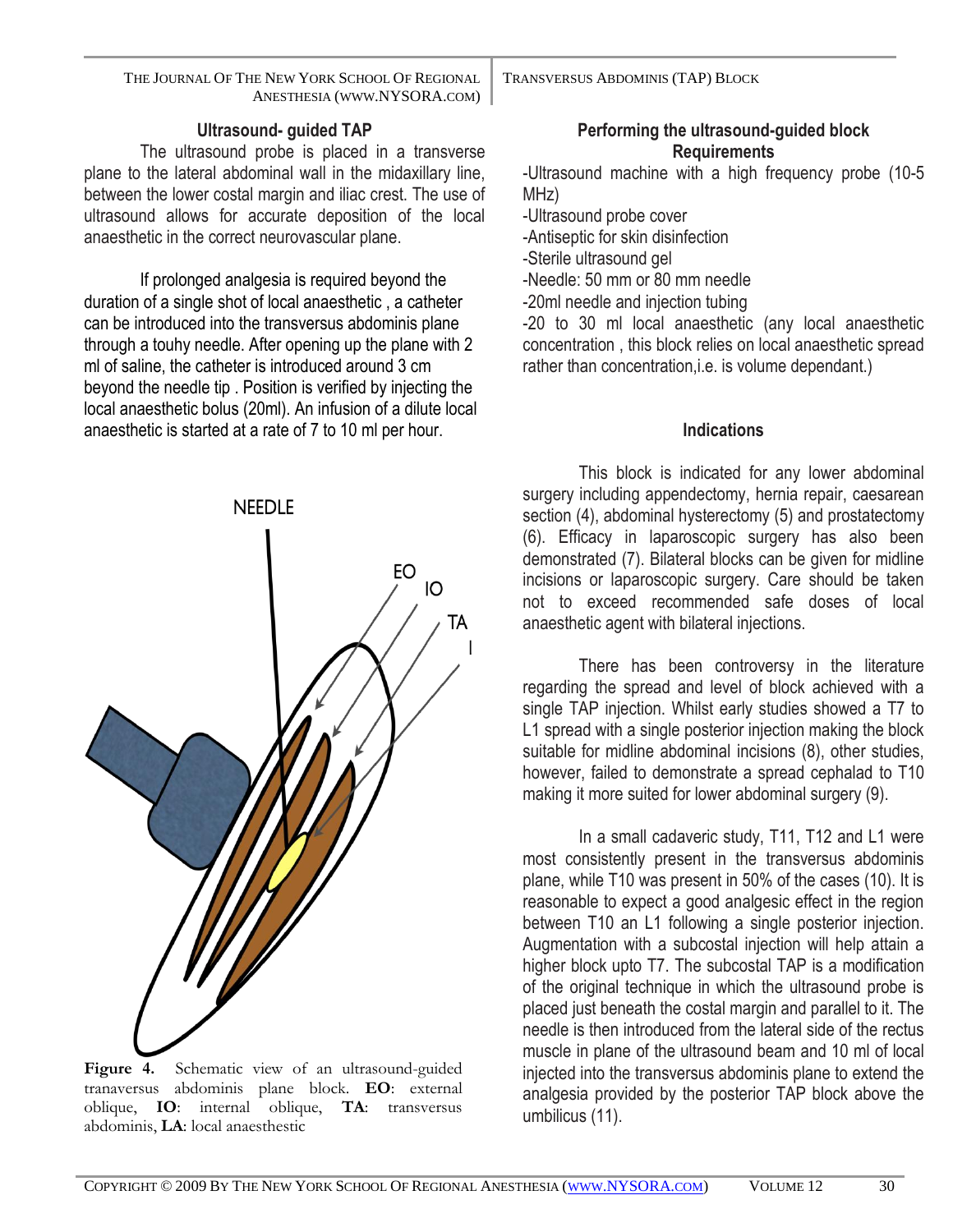### Ultrasound- guided TAP

The ultrasound probe is placed in a transverse plane to the lateral abdominal wall in the midaxillary line, between the lower costal margin and iliac crest. The use of ultrasound allows for accurate deposition of the local anaesthetic in the correct neurovascular plane.

If prolonged analgesia is required beyond the duration of a single shot of local anaesthetic , a catheter can be introduced into the transversus abdominis plane through a touhy needle. After opening up the plane with 2 ml of saline, the catheter is introduced around 3 cm beyond the needle tip . Position is verified by injecting the local anaesthetic bolus (20ml). An infusion of a dilute local anaesthetic is started at a rate of 7 to 10 ml per hour.

**Figure 4.** Schematic view of an ultrasound-guided tranaversus abdominis plane block. **EO**: external oblique, **IO**: internal oblique, **TA**: transversus abdominis, **LA**: local anaesthestic

### Performing the ultrasound-guided block

#### Requirements

-Ultrasound machine with a high frequency probe (10-5 MHz)
-Ultrasound probe cover
-Antiseptic for skin disinfection
-Sterile ultrasound gel
-Needle: 50 mm or 80 mm needle
-20ml needle and injection tubing
-20 to 30 ml local anaesthetic (any local anaesthetic concentration , this block relies on local anaesthetic spread rather than concentration,i.e. is volume dependant.)

### Indications

This block is indicated for any lower abdominal surgery including appendectomy, hernia repair, caesarean section (4), abdominal hysterectomy (5) and prostatectomy (6). Efficacy in laparoscopic surgery has also been demonstrated (7). Bilateral blocks can be given for midline incisions or laparoscopic surgery. Care should be taken not to exceed recommended safe doses of local anaesthetic agent with bilateral injections.

There has been controvery in the literature regarding the spread and level of block achieved with a single TAP injection. Whilst early studies showed a T7 to L1 spread with a single posterior injection making the block suitable for midline abdominal incisions (8), other studies, however, failed to demonstrate a spread cephalad to T10 making it more suited for lower abdominal surgery (9).

In a small cadaveric study, T11, T12 and L1 were most consistently present in the transversus abdominis plane, while T10 was present in 50% of the cases (10). It is reasonable to expect a good analgesic effect in the region between T10 an L1 following a single posterior injection. Augmentation with a subcostal injection will help attain a higher block upto T7. The subcostal TAP is a modification of the original technique in which the ultrasound probe is placed just beneath the costal margin and parallel to it. The needle is then introduced from the lateral side of the rectus muscle in plane of the ultrasound beam and 10 ml of local injected into the transversus abdominis plane to extend the analgesia provided by the posterior TAP block above the umbilicus (11).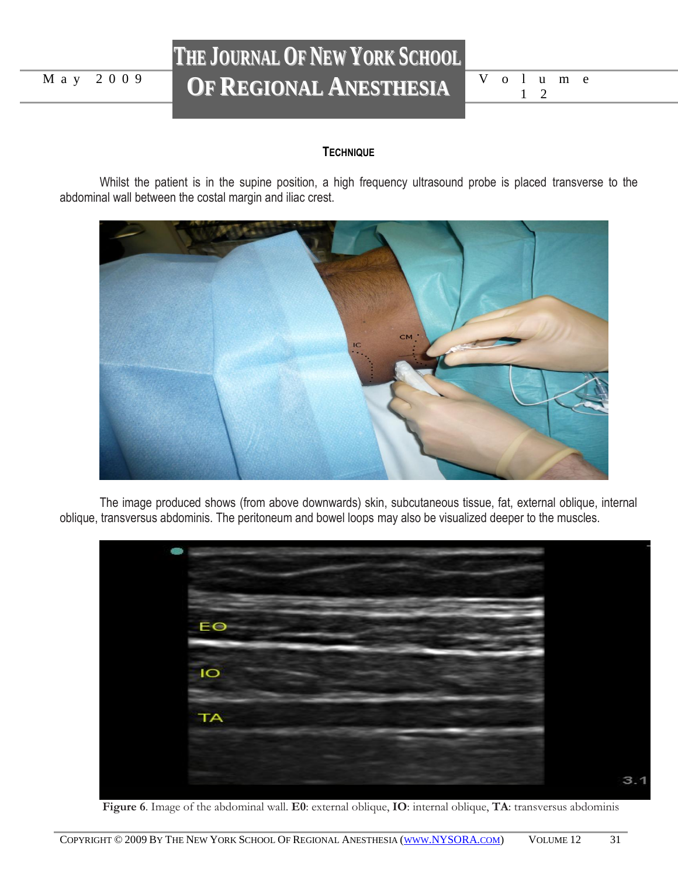### Technique

Whilst the patient is in the supine position, a high frequency ultrasound probe is placed transverse to the abdominal wall between the costal margin and iliac crest.

The image produced shows (from above downwards) skin, subcutaneous tissue, fat, external oblique, internal oblique, transversus abdominis. The peritoneum and bowel loops may also be visualized deeper to the muscles.

**Figure 6**. Image of the abdominal wall. **E0**: external oblique, **IO**: internal oblique, **TA**: transversus abdominis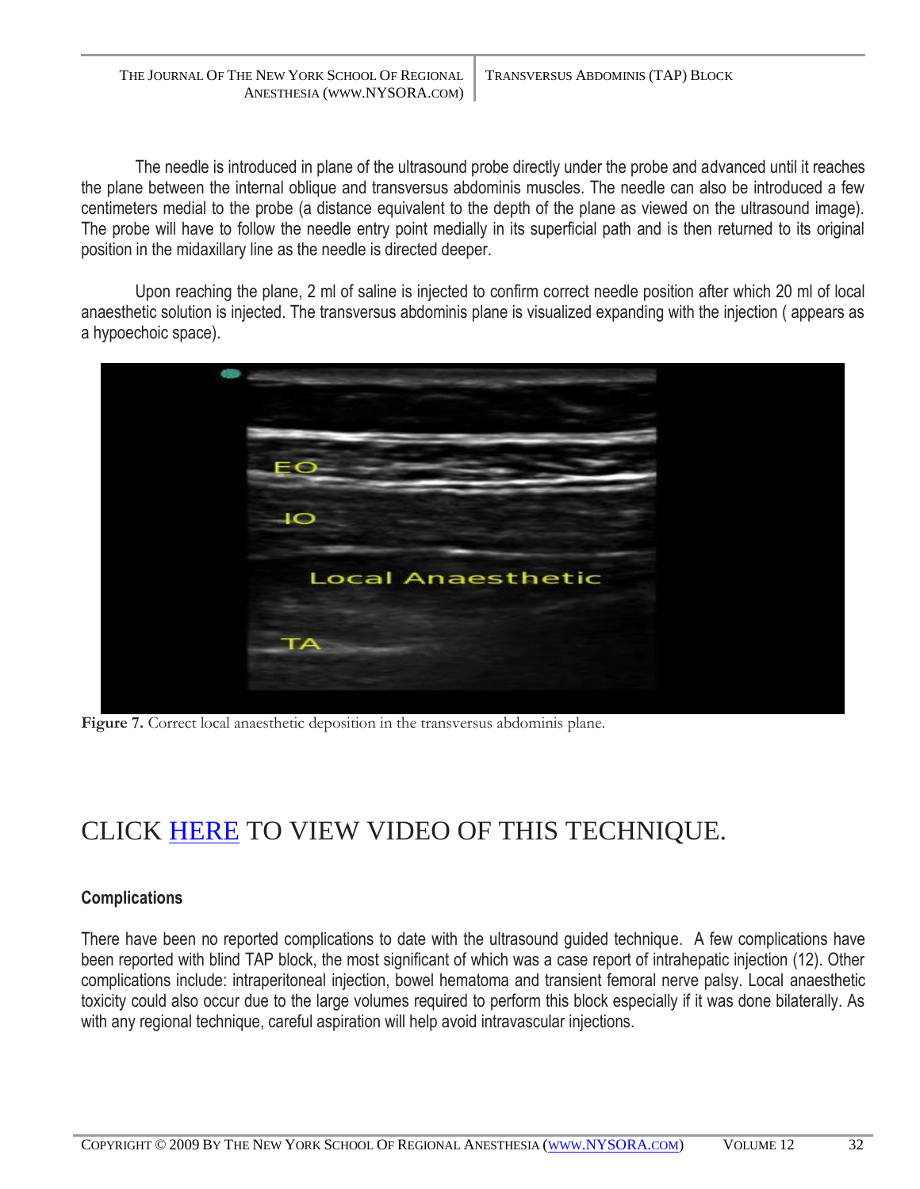The needle is introduced in plane of the ultrasound probe directly under the probe and advanced until it reaches the plane between the internal oblique and transversus abdominis muscles. The needle can also be introduced a few centimeters medial to the probe (a distance equivalent to the depth of the plane as viewed on the ultrasound image). The probe will have to follow the needle entry point medially in its superficial path and is then returned to its original position in the midaxillary line as the needle is directed deeper.

Upon reaching the plane, 2 ml of saline is injected to confirm correct needle position after which 20 ml of local anaesthetic solution is injected. The transversus abdominis plane is visualized expanding with the injection ( appears as a hypoechoic space).

**Figure 7.** Correct local anaesthetic deposition in the transversus abdominis plane.

# CLICK HERE TO VIEW VIDEO OF THIS TECHNIQUE.

### Complications

There have been no reported complications to date with the ultrasound guided technique. A few complications have been reported with blind TAP block, the most significant of which was a case report of intrahepatic injection (12). Other complications include: intraperitoneal injection, bowel hematoma and transient femoral nerve palsy. Local anaesthetic toxicity could also occur due to the large volumes required to perform this block especially if it was done bilaterally. As with any regional technique, careful aspiration will help avoid intravascular injections.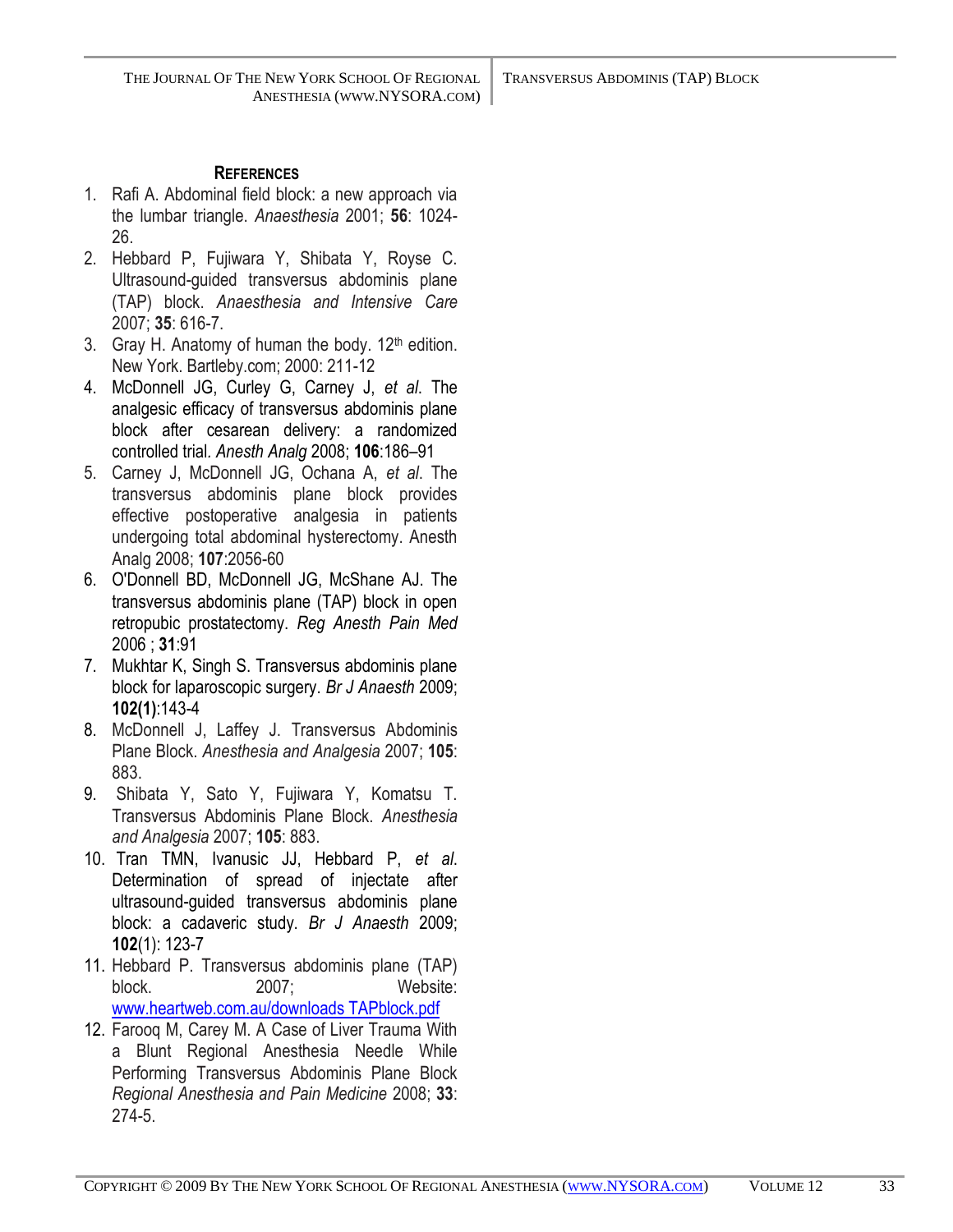## References

1. Rafi A. Abdominal field block: a new approach via the lumbar triangle. *Anaesthesia* 2001; **56**: 1024-26.
2. Hebbard P, Fujiwara Y, Shibata Y, Royse C. Ultrasound-guided transversus abdominis plane (TAP) block. *Anaesthesia and Intensive Care* 2007; **35**: 616-7.
3. Gray H. Anatomy of human the body. 12th edition. New York. Bartleby.com; 2000: 211-12
4. McDonnell JG, Curley G, Carney J, *et al*. The analgesic efficacy of transversus abdominis plane block after cesarean delivery: a randomized controlled trial. *Anesth Analg* 2008; **106**:186–91
5. Carney J, McDonnell JG, Ochana A, *et al*. The transversus abdominis plane block provides effective postoperative analgesia in patients undergoing total abdominal hysterectomy. Anesth Analg 2008; **107**:2056-60
6. O'Donnell BD, McDonnell JG, McShane AJ. The transversus abdominis plane (TAP) block in open retropubic prostatectomy. *Reg Anesth Pain Med* 2006 ; **31**:91
7. Mukhtar K, Singh S. Transversus abdominis plane block for laparoscopic surgery. *Br J Anaesth* 2009; **102(1)**:143-4
8. McDonnell J, Laffey J. Transversus Abdominis Plane Block. *Anesthesia and Analgesia* 2007; **105**: 883.
9. Shibata Y, Sato Y, Fujiwara Y, Komatsu T. Transversus Abdominis Plane Block. *Anesthesia and Analgesia* 2007; **105**: 883.
10. Tran TMN, Ivanusic JJ, Hebbard P, *et al*. Determination of spread of injectate after ultrasound-guided transversus abdominis plane block: a cadaveric study. *Br J Anaesth* 2009; **102**(1): 123-7
11. Hebbard P. Transversus abdominis plane (TAP) block. 2007; Website: www.heartweb.com.au/downloads TAPblock.pdf
12. Farooq M, Carey M. A Case of Liver Trauma With a Blunt Regional Anesthesia Needle While Performing Transversus Abdominis Plane Block *Regional Anesthesia and Pain Medicine* 2008; **33**: 274-5.